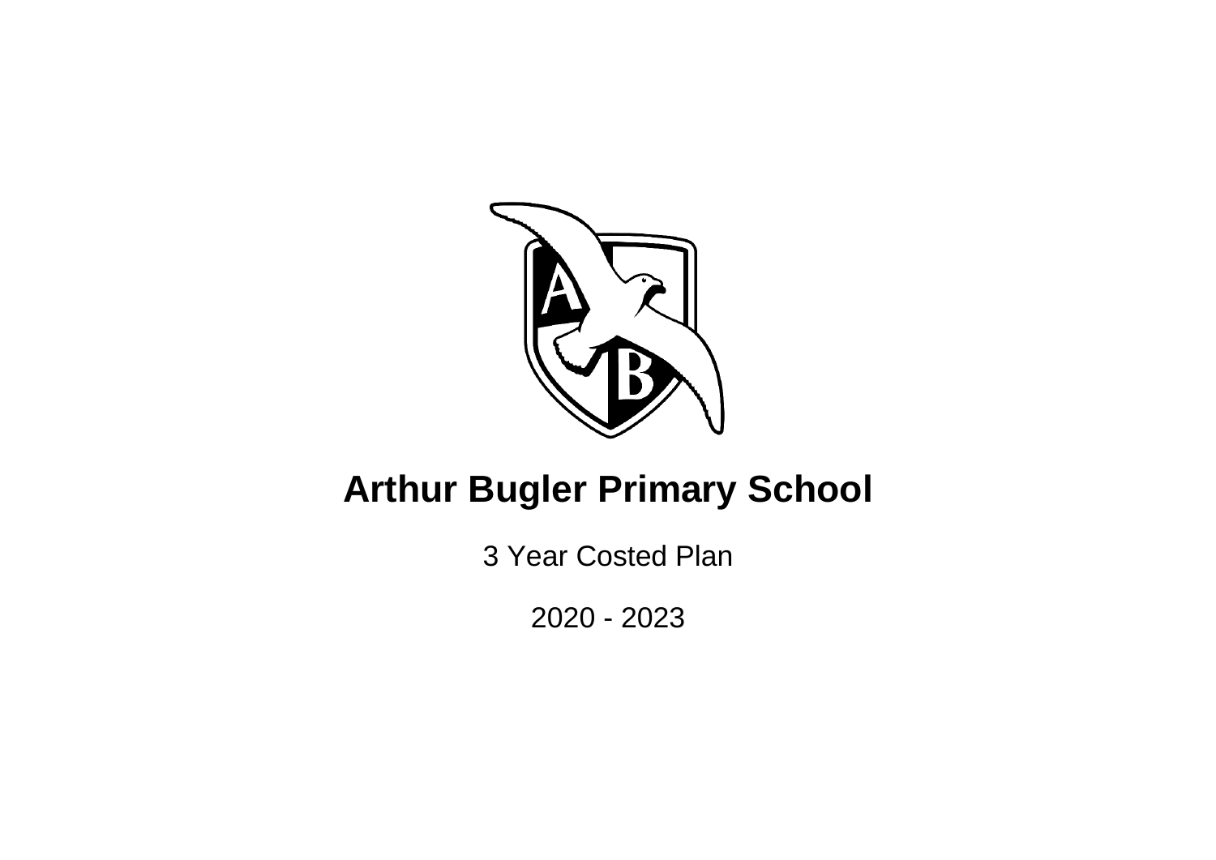# Arthur Bugler Primary School

3 Year Costed Plan

2020 - 2023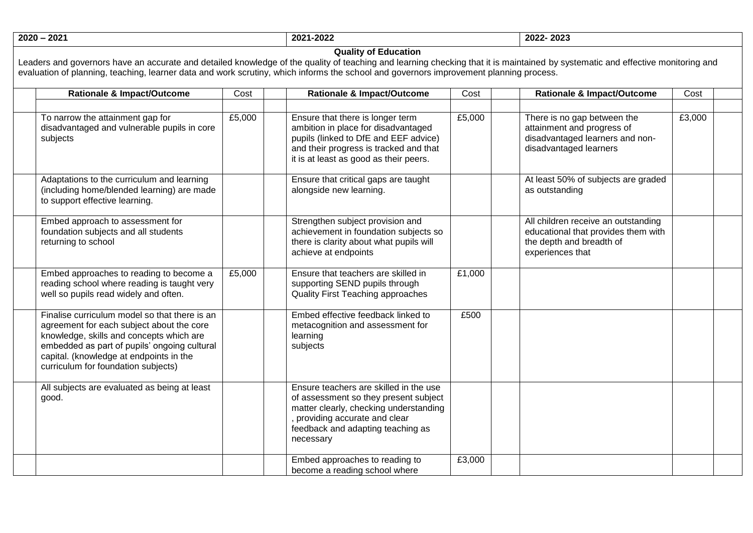| 2020 – 2021 | | | | 2021-2022 | | | 2022- 2023 | | |
|---|---|---|---|---|---|---|---|---|---|
| **Quality of Education**<br>Leaders and governors have an accurate and detailed knowledge of the quality of teaching and learning checking that it is maintained by systematic and effective monitoring and evaluation of planning, teaching, learner data and work scrutiny, which informs the school and governors improvement planning process. | | | | | | | | | |
| | **Rationale & Impact/Outcome** | Cost | | **Rationale & Impact/Outcome** | Cost | | **Rationale & Impact/Outcome** | Cost | |
| | | | | | | | | | |
| | To narrow the attainment gap for disadvantaged and vulnerable pupils in core subjects | £5,000 | | Ensure that there is longer term ambition in place for disadvantaged pupils (linked to DfE and EEF advice) and their progress is tracked and that it is at least as good as their peers. | £5,000 | | There is no gap between the attainment and progress of disadvantaged learners and non-disadvantaged learners | £3,000 | |
| | Adaptations to the curriculum and learning (including home/blended learning) are made to support effective learning. | | | Ensure that critical gaps are taught alongside new learning. | | | At least 50% of subjects are graded as outstanding | | |
| | Embed approach to assessment for foundation subjects and all students returning to school | | | Strengthen subject provision and achievement in foundation subjects so there is clarity about what pupils will achieve at endpoints | | | All children receive an outstanding educational that provides them with the depth and breadth of experiences that | | |
| | Embed approaches to reading to become a reading school where reading is taught very well so pupils read widely and often. | £5,000 | | Ensure that teachers are skilled in supporting SEND pupils through Quality First Teaching approaches | £1,000 | | | | |
| | Finalise curriculum model so that there is an agreement for each subject about the core knowledge, skills and concepts which are embedded as part of pupils' ongoing cultural capital. (knowledge at endpoints in the curriculum for foundation subjects) | | | Embed effective feedback linked to metacognition and assessment for learning subjects | £500 | | | | |
| | All subjects are evaluated as being at least good. | | | Ensure teachers are skilled in the use of assessment so they present subject matter clearly, checking understanding , providing accurate and clear feedback and adapting teaching as necessary | | | | | |
| | | | | Embed approaches to reading to become a reading school where | £3,000 | | | | |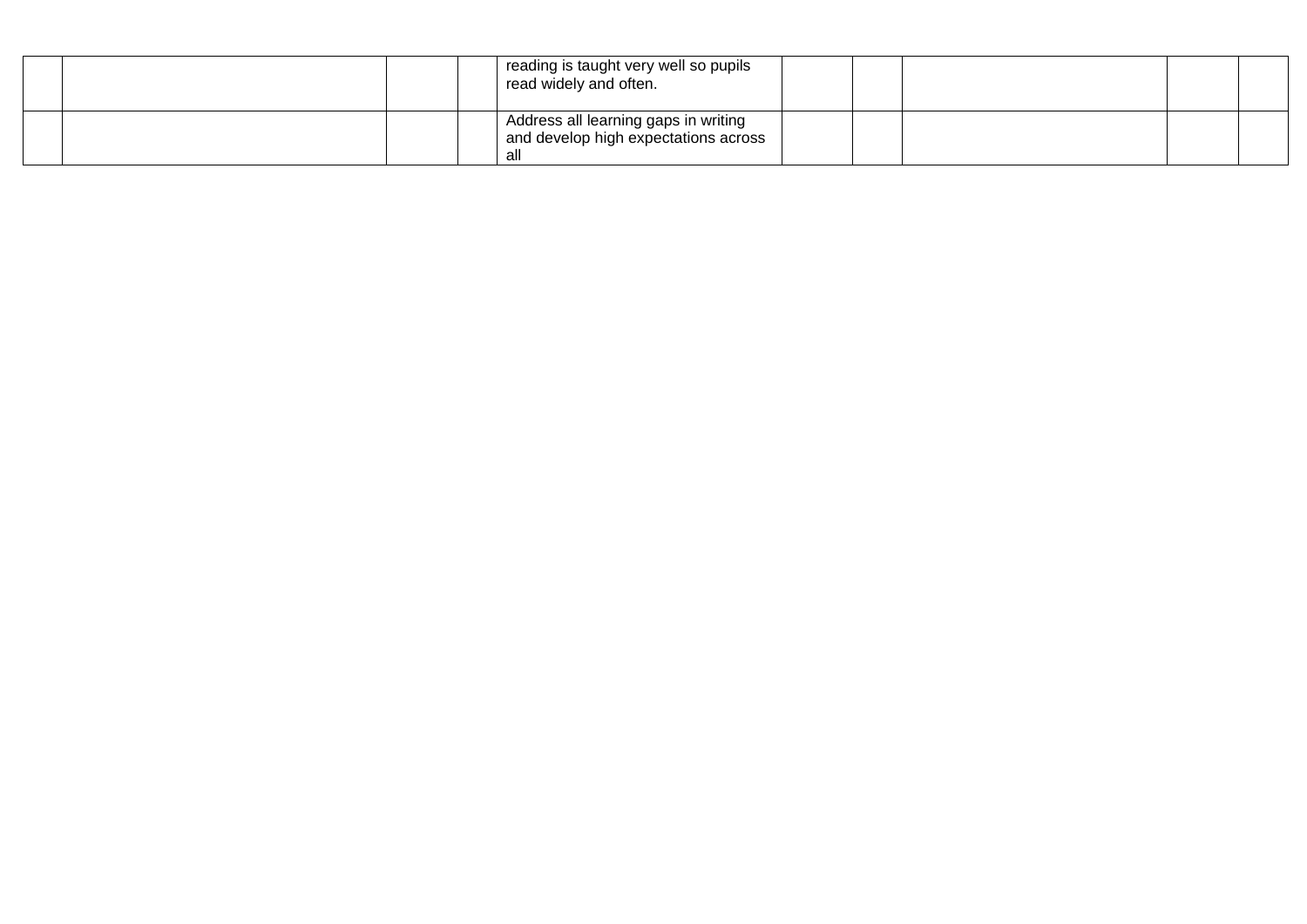| | | | | | | | | | |
|---|---|---|---|---|---|---|---|---|---|
| | | | | reading is taught very well so pupils read widely and often. | | | | | |
| | | | | Address all learning gaps in writing and develop high expectations across all | | | | | |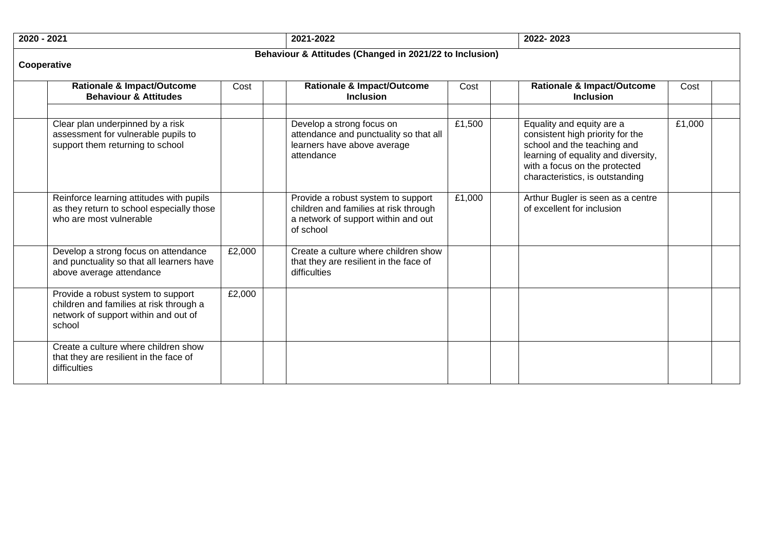| 2020 - 2021 | | | | 2021-2022 | | | 2022- 2023 | | |
|---|---|---|---|---|---|---|---|---|---|
| **Behaviour & Attitudes (Changed in 2021/22 to Inclusion)**<br>**Cooperative** | | | | | | | | | |
| | **Rationale & Impact/Outcome Behaviour & Attitudes** | Cost | | **Rationale & Impact/Outcome Inclusion** | Cost | | **Rationale & Impact/Outcome Inclusion** | Cost | |
| | | | | | | | | | |
| | Clear plan underpinned by a risk assessment for vulnerable pupils to support them returning to school | | | Develop a strong focus on attendance and punctuality so that all learners have above average attendance | £1,500 | | Equality and equity are a consistent high priority for the school and the teaching and learning of equality and diversity, with a focus on the protected characteristics, is outstanding | £1,000 | |
| | Reinforce learning attitudes with pupils as they return to school especially those who are most vulnerable | | | Provide a robust system to support children and families at risk through a network of support within and out of school | £1,000 | | Arthur Bugler is seen as a centre of excellent for inclusion | | |
| | Develop a strong focus on attendance and punctuality so that all learners have above average attendance | £2,000 | | Create a culture where children show that they are resilient in the face of difficulties | | | | | |
| | Provide a robust system to support children and families at risk through a network of support within and out of school | £2,000 | | | | | | | |
| | Create a culture where children show that they are resilient in the face of difficulties | | | | | | | | |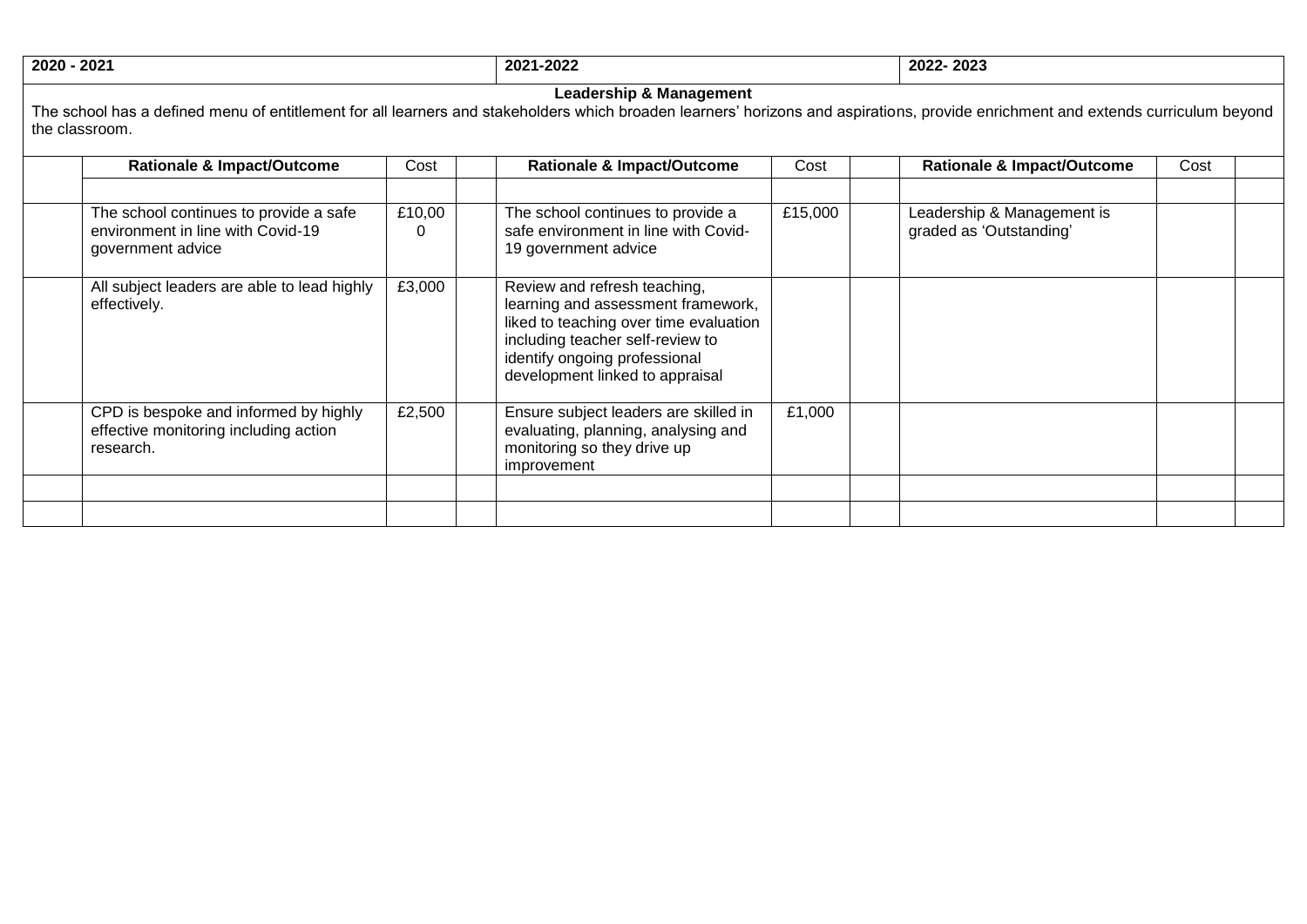| 2020 - 2021 | | | | 2021-2022 | | | 2022- 2023 | | |
|---|---|---|---|---|---|---|---|---|---|
| **Leadership & Management**<br>The school has a defined menu of entitlement for all learners and stakeholders which broaden learners' horizons and aspirations, provide enrichment and extends curriculum beyond the classroom. | | | | | | | | | |
| | **Rationale & Impact/Outcome** | Cost | | **Rationale & Impact/Outcome** | Cost | | **Rationale & Impact/Outcome** | Cost | |
| | | | | | | | | | |
| | The school continues to provide a safe environment in line with Covid-19 government advice | £10,000 | | The school continues to provide a safe environment in line with Covid-19 government advice | £15,000 | | Leadership & Management is graded as 'Outstanding' | | |
| | All subject leaders are able to lead highly effectively. | £3,000 | | Review and refresh teaching, learning and assessment framework, liked to teaching over time evaluation including teacher self-review to identify ongoing professional development linked to appraisal | | | | | |
| | CPD is bespoke and informed by highly effective monitoring including action research. | £2,500 | | Ensure subject leaders are skilled in evaluating, planning, analysing and monitoring so they drive up improvement | £1,000 | | | | |
| | | | | | | | | | |
| | | | | | | | | | |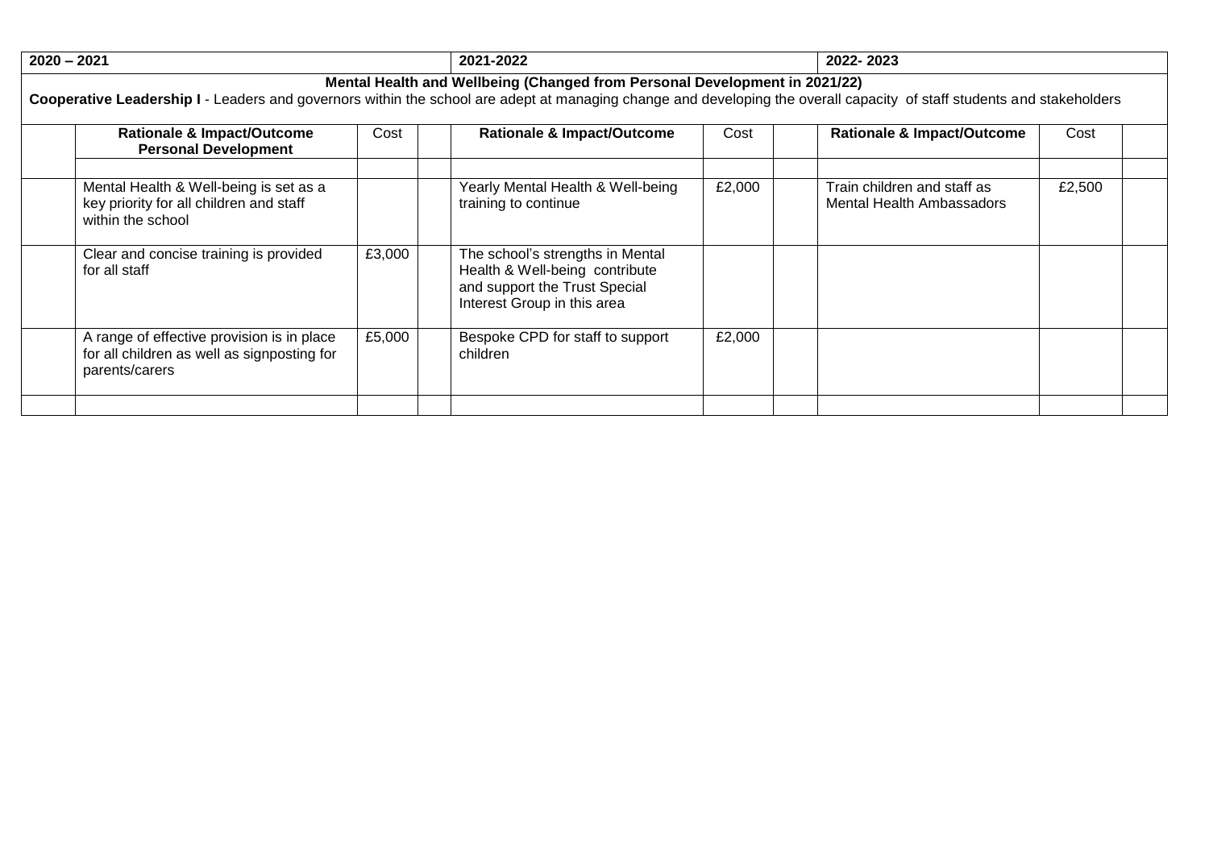| 2020 – 2021 | | | | 2021-2022 | | | 2022- 2023 | | |
|---|---|---|---|---|---|---|---|---|---|
| **Mental Health and Wellbeing (Changed from Personal Development in 2021/22)**<br>**Cooperative Leadership I** - Leaders and governors within the school are adept at managing change and developing the overall capacity of staff students and stakeholders | | | | | | | | | |
| | **Rationale & Impact/Outcome Personal Development** | Cost | | **Rationale & Impact/Outcome** | Cost | | **Rationale & Impact/Outcome** | Cost | |
| | | | | | | | | | |
| | Mental Health & Well-being is set as a key priority for all children and staff within the school | | | Yearly Mental Health & Well-being training to continue | £2,000 | | Train children and staff as Mental Health Ambassadors | £2,500 | |
| | Clear and concise training is provided for all staff | £3,000 | | The school's strengths in Mental Health & Well-being contribute and support the Trust Special Interest Group in this area | | | | | |
| | A range of effective provision is in place for all children as well as signposting for parents/carers | £5,000 | | Bespoke CPD for staff to support children | £2,000 | | | | |
| | | | | | | | | | |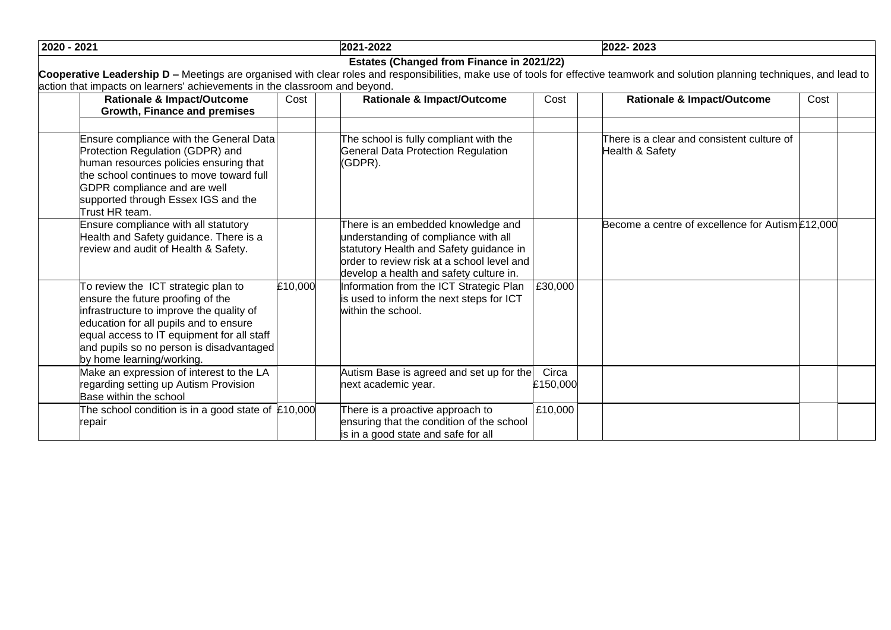| 2020 - 2021 | | | | 2021-2022 | | | 2022- 2023 | | |
|---|---|---|---|---|---|---|---|---|---|
| **Estates (Changed from Finance in 2021/22)** **Cooperative Leadership D –** Meetings are organised with clear roles and responsibilities, make use of tools for effective teamwork and solution planning techniques, and lead to action that impacts on learners' achievements in the classroom and beyond. | | | | | | | | | |
| | **Rationale & Impact/Outcome Growth, Finance and premises** | Cost | | **Rationale & Impact/Outcome** | Cost | | **Rationale & Impact/Outcome** | Cost | |
| | | | | | | | | | |
| | Ensure compliance with the General Data Protection Regulation (GDPR) and human resources policies ensuring that the school continues to move toward full GDPR compliance and are well supported through Essex IGS and the Trust HR team. | | | The school is fully compliant with the General Data Protection Regulation (GDPR). | | | There is a clear and consistent culture of Health & Safety | | |
| | Ensure compliance with all statutory Health and Safety guidance. There is a review and audit of Health & Safety. | | | There is an embedded knowledge and understanding of compliance with all statutory Health and Safety guidance in order to review risk at a school level and develop a health and safety culture in. | | | Become a centre of excellence for Autism | £12,000 | |
| | To review the ICT strategic plan to ensure the future proofing of the infrastructure to improve the quality of education for all pupils and to ensure equal access to IT equipment for all staff and pupils so no person is disadvantaged by home learning/working. | £10,000 | | Information from the ICT Strategic Plan is used to inform the next steps for ICT within the school. | £30,000 | | | | |
| | Make an expression of interest to the LA regarding setting up Autism Provision Base within the school | | | Autism Base is agreed and set up for the next academic year. | Circa £150,000 | | | | |
| | The school condition is in a good state of repair | £10,000 | | There is a proactive approach to ensuring that the condition of the school is in a good state and safe for all | £10,000 | | | | |